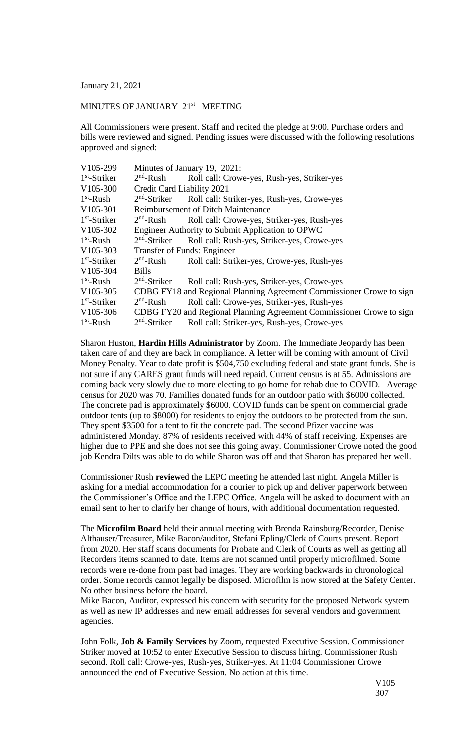January 21, 2021

MINUTES OF JANUARY 21st MEETING

All Commissioners were present. Staff and recited the pledge at 9:00. Purchase orders and bills were reviewed and signed. Pending issues were discussed with the following resolutions approved and signed:

| | | |
|---|---|---|
| V105-299 | Minutes of January 19, 2021: | |
| 1st-Striker | 2nd-Rush | Roll call: Crowe-yes, Rush-yes, Striker-yes |
| V105-300 | Credit Card Liability 2021 | |
| 1st-Rush | 2nd-Striker | Roll call: Striker-yes, Rush-yes, Crowe-yes |
| V105-301 | Reimbursement of Ditch Maintenance | |
| 1st-Striker | 2nd-Rush | Roll call: Crowe-yes, Striker-yes, Rush-yes |
| V105-302 | Engineer Authority to Submit Application to OPWC | |
| 1st-Rush | 2nd-Striker | Roll call: Rush-yes, Striker-yes, Crowe-yes |
| V105-303 | Transfer of Funds: Engineer | |
| 1st-Striker | 2nd-Rush | Roll call: Striker-yes, Crowe-yes, Rush-yes |
| V105-304 | Bills | |
| 1st-Rush | 2nd-Striker | Roll call: Rush-yes, Striker-yes, Crowe-yes |
| V105-305 | CDBG FY18 and Regional Planning Agreement Commissioner Crowe to sign | |
| 1st-Striker | 2nd-Rush | Roll call: Crowe-yes, Striker-yes, Rush-yes |
| V105-306 | CDBG FY20 and Regional Planning Agreement Commissioner Crowe to sign | |
| 1st-Rush | 2nd-Striker | Roll call: Striker-yes, Rush-yes, Crowe-yes |

Sharon Huston, **Hardin Hills Administrator** by Zoom. The Immediate Jeopardy has been taken care of and they are back in compliance. A letter will be coming with amount of Civil Money Penalty. Year to date profit is $504,750 excluding federal and state grant funds. She is not sure if any CARES grant funds will need repaid. Current census is at 55. Admissions are coming back very slowly due to more electing to go home for rehab due to COVID. Average census for 2020 was 70. Families donated funds for an outdoor patio with $6000 collected. The concrete pad is approximately $6000. COVID funds can be spent on commercial grade outdoor tents (up to $8000) for residents to enjoy the outdoors to be protected from the sun. They spent $3500 for a tent to fit the concrete pad. The second Pfizer vaccine was administered Monday. 87% of residents received with 44% of staff receiving. Expenses are higher due to PPE and she does not see this going away. Commissioner Crowe noted the good job Kendra Dilts was able to do while Sharon was off and that Sharon has prepared her well.

Commissioner Rush **review**ed the LEPC meeting he attended last night. Angela Miller is asking for a medial accommodation for a courier to pick up and deliver paperwork between the Commissioner's Office and the LEPC Office. Angela will be asked to document with an email sent to her to clarify her change of hours, with additional documentation requested.

The **Microfilm Board** held their annual meeting with Brenda Rainsburg/Recorder, Denise Althauser/Treasurer, Mike Bacon/auditor, Stefani Epling/Clerk of Courts present. Report from 2020. Her staff scans documents for Probate and Clerk of Courts as well as getting all Recorders items scanned to date. Items are not scanned until properly microfilmed. Some records were re-done from past bad images. They are working backwards in chronological order. Some records cannot legally be disposed. Microfilm is now stored at the Safety Center. No other business before the board.

Mike Bacon, Auditor, expressed his concern with security for the proposed Network system as well as new IP addresses and new email addresses for several vendors and government agencies.

John Folk, **Job & Family Services** by Zoom, requested Executive Session. Commissioner Striker moved at 10:52 to enter Executive Session to discuss hiring. Commissioner Rush second. Roll call: Crowe-yes, Rush-yes, Striker-yes. At 11:04 Commissioner Crowe announced the end of Executive Session. No action at this time.

V105
307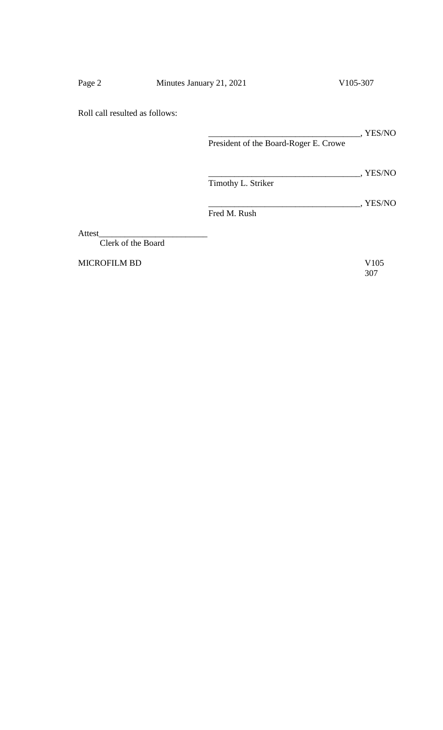Roll call resulted as follows:

\_\_\_\_\_\_\_\_\_\_\_\_\_\_\_\_\_\_\_\_\_\_\_\_\_\_\_\_\_\_\_\_\_\_\_, YES/NO
President of the Board-Roger E. Crowe

\_\_\_\_\_\_\_\_\_\_\_\_\_\_\_\_\_\_\_\_\_\_\_\_\_\_\_\_\_\_\_\_\_\_\_, YES/NO
Timothy L. Striker

\_\_\_\_\_\_\_\_\_\_\_\_\_\_\_\_\_\_\_\_\_\_\_\_\_\_\_\_\_\_\_\_\_\_\_, YES/NO
Fred M. Rush

Attest\_\_\_\_\_\_\_\_\_\_\_\_\_\_\_\_\_\_\_\_\_\_\_\_\_
Clerk of the Board

MICROFILM BD

V105
307